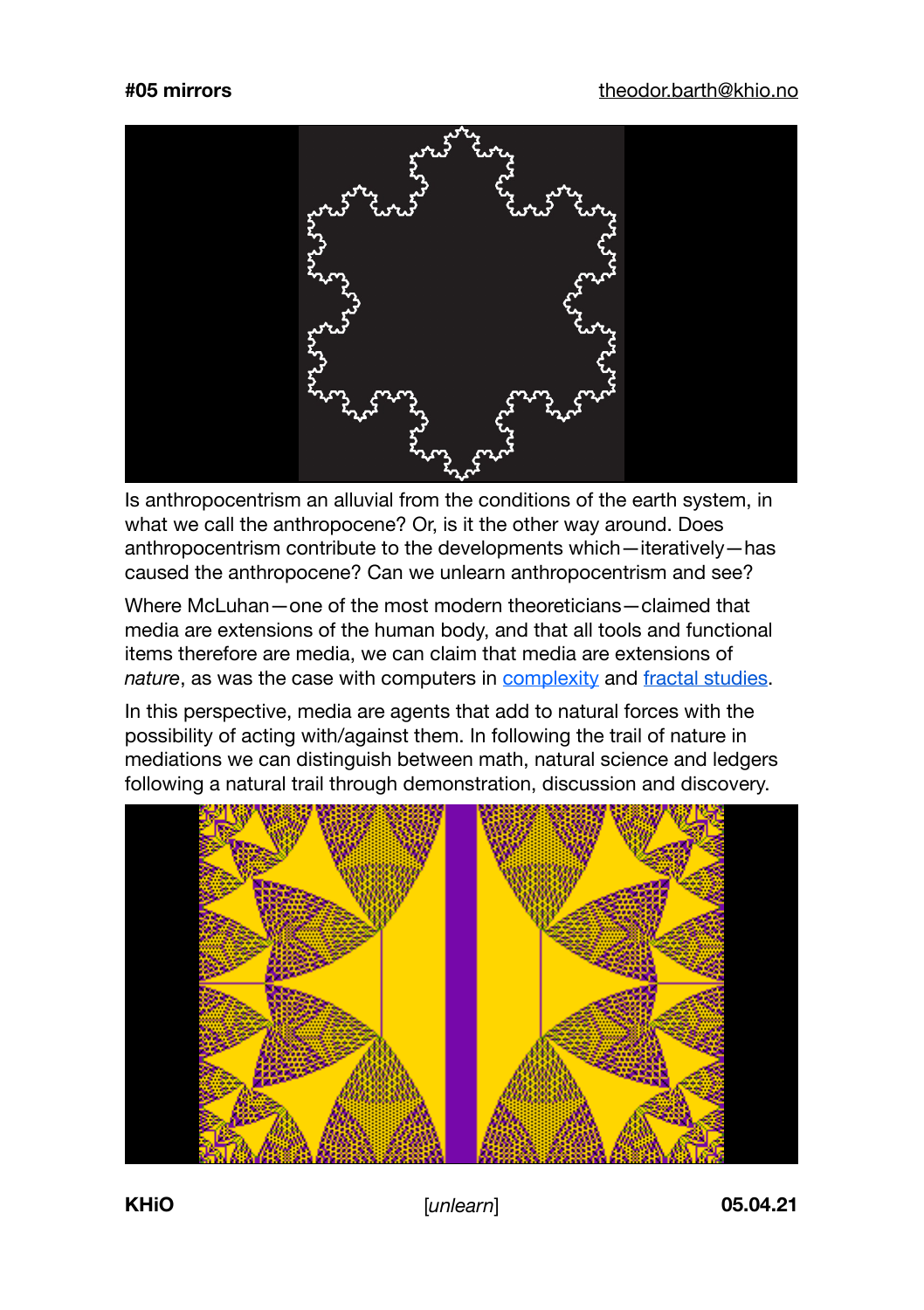**#05 mirrors** theodor.barth@khio.no

Is anthropocentrism an alluvial from the conditions of the earth system, in what we call the anthropocene? Or, is it the other way around. Does anthropocentrism contribute to the developments which—iteratively—has caused the anthropocene? Can we unlearn anthropocentrism and see?

Where McLuhan—one of the most modern theoreticians—claimed that media are extensions of the human body, and that all tools and functional items therefore are media, we can claim that media are extensions of *nature*, as was the case with computers in complexity and fractal studies.

In this perspective, media are agents that add to natural forces with the possibility of acting with/against them. In following the trail of nature in mediations we can distinguish between math, natural science and ledgers following a natural trail through demonstration, discussion and discovery.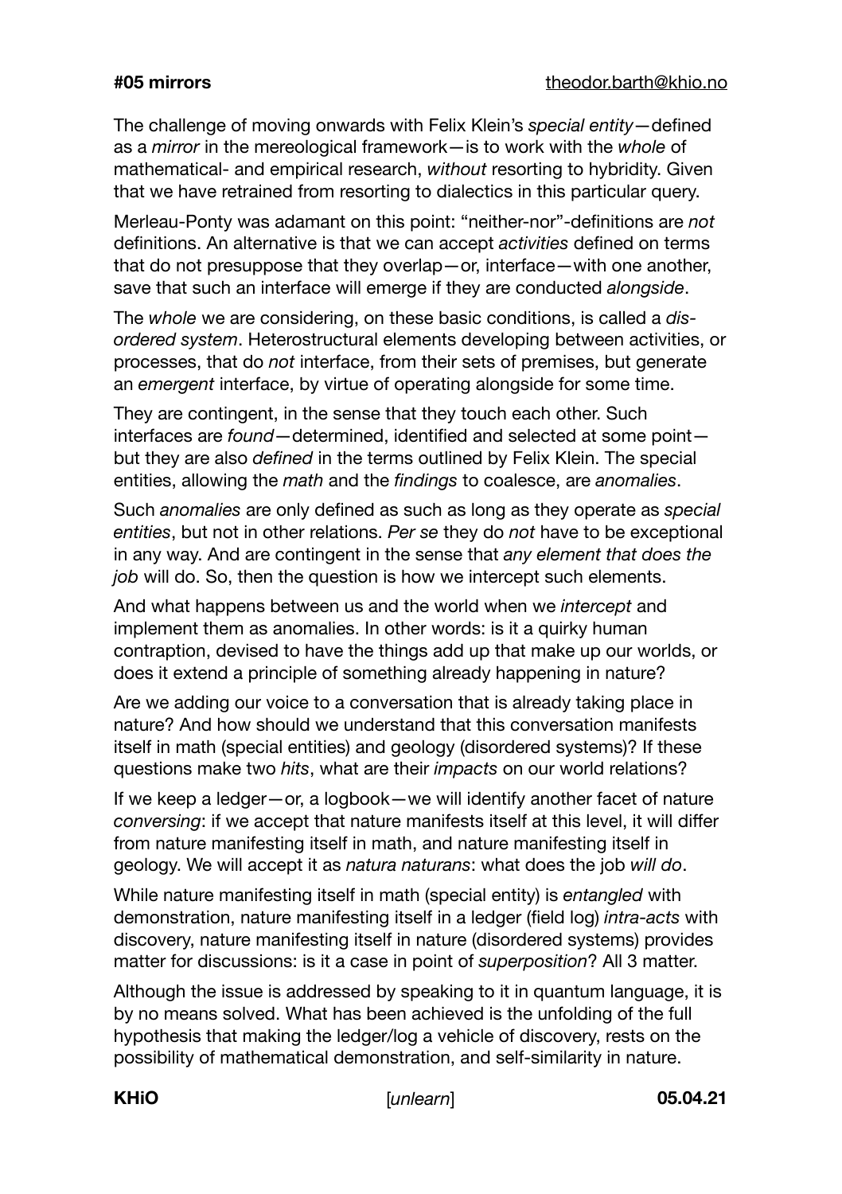The challenge of moving onwards with Felix Klein's *special entity*—defined as a *mirror* in the mereological framework—is to work with the *whole* of mathematical- and empirical research, *without* resorting to hybridity. Given that we have retrained from resorting to dialectics in this particular query.

Merleau-Ponty was adamant on this point: "neither-nor"-definitions are *not* definitions. An alternative is that we can accept *activities* defined on terms that do not presuppose that they overlap—or, interface—with one another, save that such an interface will emerge if they are conducted *alongside*.

The *whole* we are considering, on these basic conditions, is called a *disordered system*. Heterostructural elements developing between activities, or processes, that do *not* interface, from their sets of premises, but generate an *emergent* interface, by virtue of operating alongside for some time.

They are contingent, in the sense that they touch each other. Such interfaces are *found*—determined, identified and selected at some point—but they are also *defined* in the terms outlined by Felix Klein. The special entities, allowing the *math* and the *findings* to coalesce, are *anomalies*.

Such *anomalies* are only defined as such as long as they operate as *special entities*, but not in other relations. *Per se* they do *not* have to be exceptional in any way. And are contingent in the sense that *any element that does the job* will do. So, then the question is how we intercept such elements.

And what happens between us and the world when we *intercept* and implement them as anomalies. In other words: is it a quirky human contraption, devised to have the things add up that make up our worlds, or does it extend a principle of something already happening in nature?

Are we adding our voice to a conversation that is already taking place in nature? And how should we understand that this conversation manifests itself in math (special entities) and geology (disordered systems)? If these questions make two *hits*, what are their *impacts* on our world relations?

If we keep a ledger—or, a logbook—we will identify another facet of nature *conversing*: if we accept that nature manifests itself at this level, it will differ from nature manifesting itself in math, and nature manifesting itself in geology. We will accept it as *natura naturans*: what does the job *will do*.

While nature manifesting itself in math (special entity) is *entangled* with demonstration, nature manifesting itself in a ledger (field log) *intra-acts* with discovery, nature manifesting itself in nature (disordered systems) provides matter for discussions: is it a case in point of *superposition*? All 3 matter.

Although the issue is addressed by speaking to it in quantum language, it is by no means solved. What has been achieved is the unfolding of the full hypothesis that making the ledger/log a vehicle of discovery, rests on the possibility of mathematical demonstration, and self-similarity in nature.